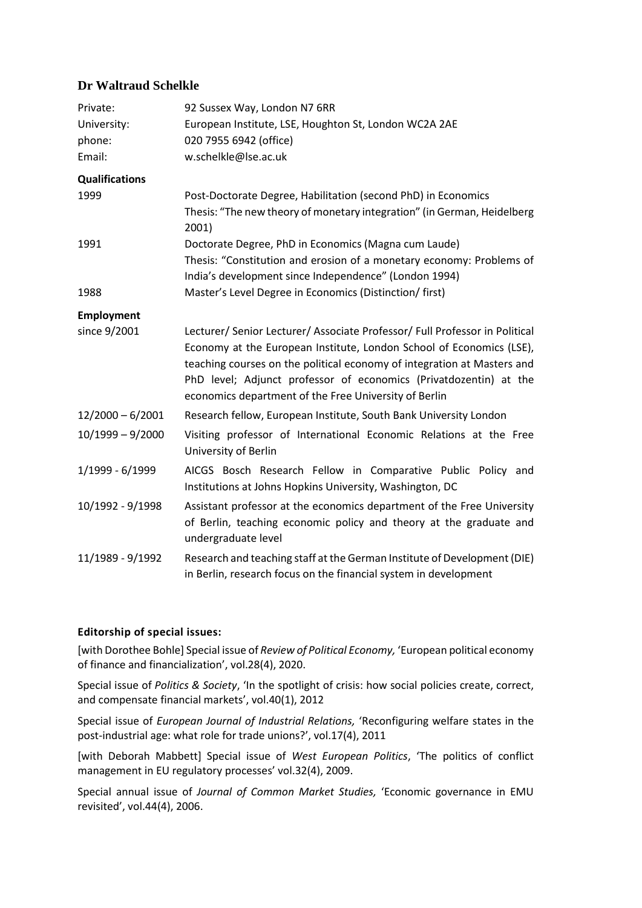## Dr Waltraud Schelkle

| | |
|---|---|
| Private: | 92 Sussex Way, London N7 6RR |
| University: | European Institute, LSE, Houghton St, London WC2A 2AE |
| phone: | 020 7955 6942 (office) |
| Email: | w.schelkle@lse.ac.uk |

**Qualifications**

| | |
|---|---|
| 1999 | Post-Doctorate Degree, Habilitation (second PhD) in Economics<br>Thesis: "The new theory of monetary integration" (in German, Heidelberg 2001) |
| 1991 | Doctorate Degree, PhD in Economics (Magna cum Laude)<br>Thesis: "Constitution and erosion of a monetary economy: Problems of India's development since Independence" (London 1994) |
| 1988 | Master's Level Degree in Economics (Distinction/ first) |

**Employment**

| | |
|---|---|
| since 9/2001 | Lecturer/ Senior Lecturer/ Associate Professor/ Full Professor in Political Economy at the European Institute, London School of Economics (LSE), teaching courses on the political economy of integration at Masters and PhD level; Adjunct professor of economics (Privatdozentin) at the economics department of the Free University of Berlin |
| 12/2000 – 6/2001 | Research fellow, European Institute, South Bank University London |
| 10/1999 – 9/2000 | Visiting professor of International Economic Relations at the Free University of Berlin |
| 1/1999 - 6/1999 | AICGS Bosch Research Fellow in Comparative Public Policy and Institutions at Johns Hopkins University, Washington, DC |
| 10/1992 - 9/1998 | Assistant professor at the economics department of the Free University of Berlin, teaching economic policy and theory at the graduate and undergraduate level |
| 11/1989 - 9/1992 | Research and teaching staff at the German Institute of Development (DIE) in Berlin, research focus on the financial system in development |

**Editorship of special issues:**

[with Dorothee Bohle] Special issue of *Review of Political Economy,* 'European political economy of finance and financialization', vol.28(4), 2020.

Special issue of *Politics & Society*, 'In the spotlight of crisis: how social policies create, correct, and compensate financial markets', vol.40(1), 2012

Special issue of *European Journal of Industrial Relations,* 'Reconfiguring welfare states in the post-industrial age: what role for trade unions?', vol.17(4), 2011

[with Deborah Mabbett] Special issue of *West European Politics*, 'The politics of conflict management in EU regulatory processes' vol.32(4), 2009.

Special annual issue of *Journal of Common Market Studies,* 'Economic governance in EMU revisited', vol.44(4), 2006.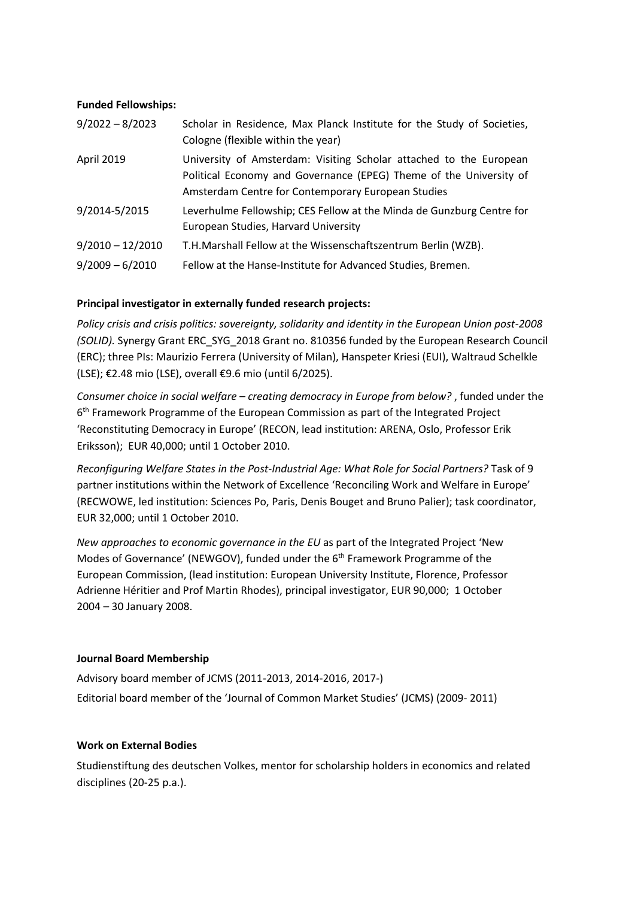**Funded Fellowships:**

| | |
|---|---|
| 9/2022 – 8/2023 | Scholar in Residence, Max Planck Institute for the Study of Societies, Cologne (flexible within the year) |
| April 2019 | University of Amsterdam: Visiting Scholar attached to the European Political Economy and Governance (EPEG) Theme of the University of Amsterdam Centre for Contemporary European Studies |
| 9/2014-5/2015 | Leverhulme Fellowship; CES Fellow at the Minda de Gunzburg Centre for European Studies, Harvard University |
| 9/2010 – 12/2010 | T.H.Marshall Fellow at the Wissenschaftszentrum Berlin (WZB). |
| 9/2009 – 6/2010 | Fellow at the Hanse-Institute for Advanced Studies, Bremen. |

**Principal investigator in externally funded research projects:**

*Policy crisis and crisis politics: sovereignty, solidarity and identity in the European Union post-2008 (SOLID).* Synergy Grant ERC_SYG_2018 Grant no. 810356 funded by the European Research Council (ERC); three PIs: Maurizio Ferrera (University of Milan), Hanspeter Kriesi (EUI), Waltraud Schelkle (LSE); €2.48 mio (LSE), overall €9.6 mio (until 6/2025).

*Consumer choice in social welfare – creating democracy in Europe from below?* , funded under the 6th Framework Programme of the European Commission as part of the Integrated Project 'Reconstituting Democracy in Europe' (RECON, lead institution: ARENA, Oslo, Professor Erik Eriksson); EUR 40,000; until 1 October 2010.

*Reconfiguring Welfare States in the Post-Industrial Age: What Role for Social Partners?* Task of 9 partner institutions within the Network of Excellence 'Reconciling Work and Welfare in Europe' (RECWOWE, led institution: Sciences Po, Paris, Denis Bouget and Bruno Palier); task coordinator, EUR 32,000; until 1 October 2010.

*New approaches to economic governance in the EU* as part of the Integrated Project 'New Modes of Governance' (NEWGOV), funded under the 6th Framework Programme of the European Commission, (lead institution: European University Institute, Florence, Professor Adrienne Héritier and Prof Martin Rhodes), principal investigator, EUR 90,000; 1 October 2004 – 30 January 2008.

**Journal Board Membership**

Advisory board member of JCMS (2011-2013, 2014-2016, 2017-)

Editorial board member of the 'Journal of Common Market Studies' (JCMS) (2009- 2011)

**Work on External Bodies**

Studienstiftung des deutschen Volkes, mentor for scholarship holders in economics and related disciplines (20-25 p.a.).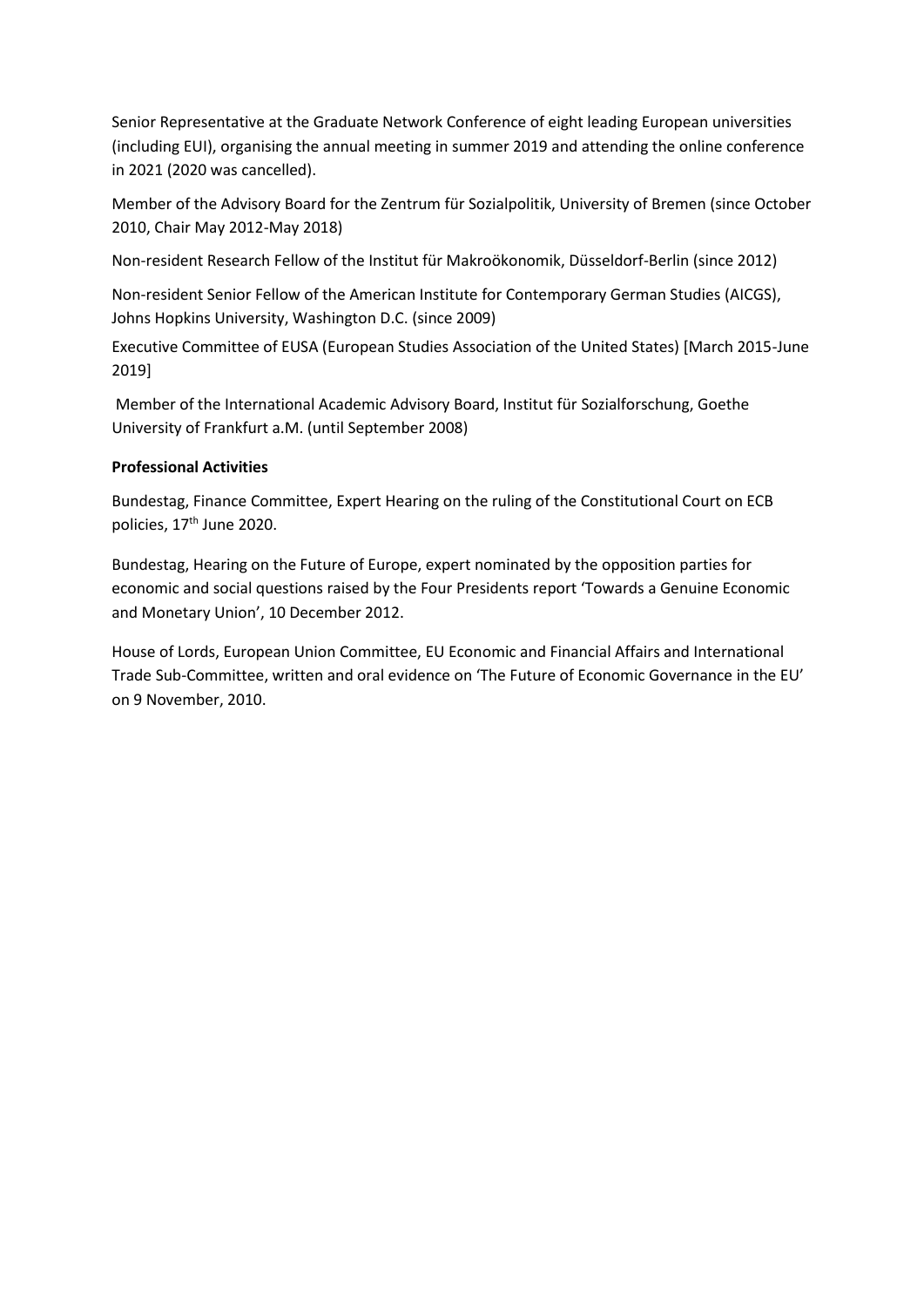Senior Representative at the Graduate Network Conference of eight leading European universities (including EUI), organising the annual meeting in summer 2019 and attending the online conference in 2021 (2020 was cancelled).

Member of the Advisory Board for the Zentrum für Sozialpolitik, University of Bremen (since October 2010, Chair May 2012-May 2018)

Non-resident Research Fellow of the Institut für Makroökonomik, Düsseldorf-Berlin (since 2012)

Non-resident Senior Fellow of the American Institute for Contemporary German Studies (AICGS), Johns Hopkins University, Washington D.C. (since 2009)

Executive Committee of EUSA (European Studies Association of the United States) [March 2015-June 2019]

Member of the International Academic Advisory Board, Institut für Sozialforschung, Goethe University of Frankfurt a.M. (until September 2008)

**Professional Activities**

Bundestag, Finance Committee, Expert Hearing on the ruling of the Constitutional Court on ECB policies, 17th June 2020.

Bundestag, Hearing on the Future of Europe, expert nominated by the opposition parties for economic and social questions raised by the Four Presidents report 'Towards a Genuine Economic and Monetary Union', 10 December 2012.

House of Lords, European Union Committee, EU Economic and Financial Affairs and International Trade Sub-Committee, written and oral evidence on 'The Future of Economic Governance in the EU' on 9 November, 2010.